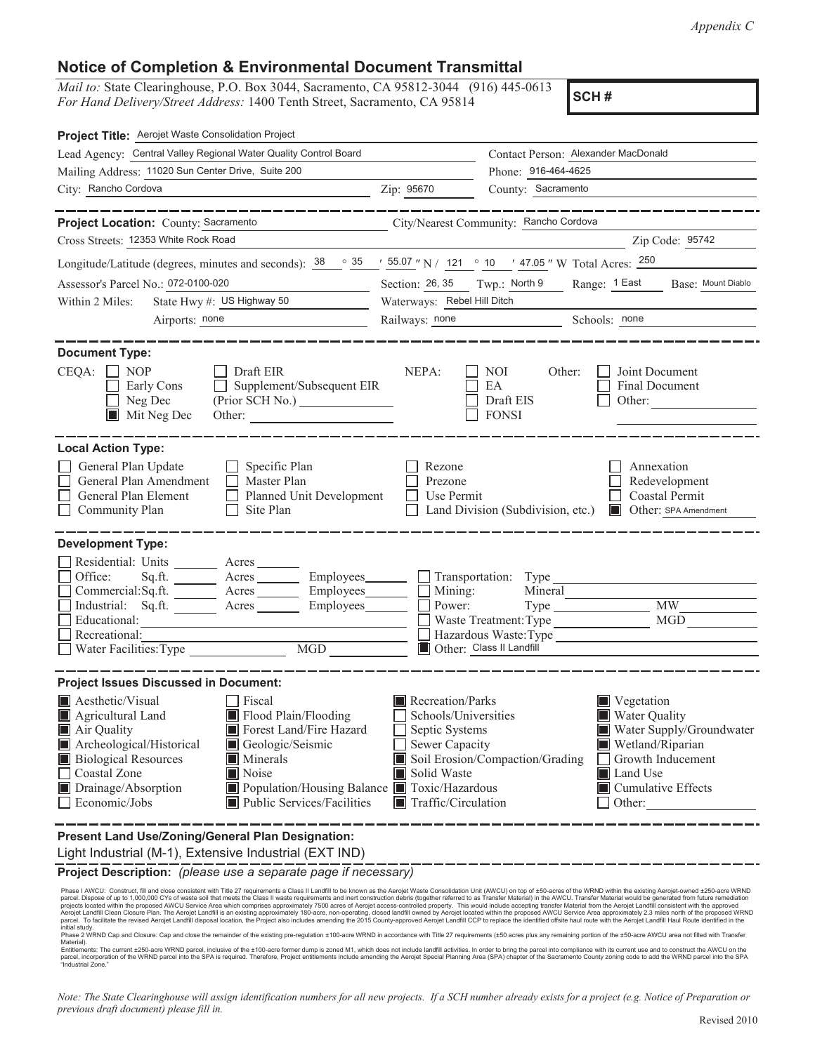*Appendix C*

# Notice of Completion & Environmental Document Transmittal

*Mail to:* State Clearinghouse, P.O. Box 3044, Sacramento, CA 95812-3044 (916) 445-0613
*For Hand Delivery/Street Address:* 1400 Tenth Street, Sacramento, CA 95814

**SCH #**

**Project Title:** Aerojet Waste Consolidation Project

Lead Agency: Central Valley Regional Water Quality Control Board
Contact Person: Alexander MacDonald
Mailing Address: 11020 Sun Center Drive, Suite 200
Phone: 916-464-4625
City: Rancho Cordova
Zip: 95670
County: Sacramento

**Project Location:** County: Sacramento
City/Nearest Community: Rancho Cordova
Cross Streets: 12353 White Rock Road
Zip Code: 95742
Longitude/Latitude (degrees, minutes and seconds): 38 ° 35 ′ 55.07 ″ N / 121 ° 10 ′ 47.05 ″ W Total Acres: 250
Assessor's Parcel No.: 072-0100-020
Section: 26, 35 Twp.: North 9 Range: 1 East Base: Mount Diablo
Within 2 Miles: State Hwy #: US Highway 50
Waterways: Rebel Hill Ditch
Airports: none
Railways: none
Schools: none

**Document Type:**

CEQA: ☐ NOP ☐ Early Cons ☐ Neg Dec ☒ Mit Neg Dec ☐ Draft EIR ☐ Supplement/Subsequent EIR (Prior SCH No.) ______ Other: ______

NEPA: ☐ NOI ☐ EA ☐ Draft EIS ☐ FONSI

Other: ☐ Joint Document ☐ Final Document ☐ Other: ______

**Local Action Type:**

☐ General Plan Update ☐ General Plan Amendment ☐ General Plan Element ☐ Community Plan ☐ Specific Plan ☐ Master Plan ☐ Planned Unit Development ☐ Site Plan ☐ Rezone ☐ Prezone ☐ Use Permit ☐ Land Division (Subdivision, etc.) ☐ Annexation ☐ Redevelopment ☐ Coastal Permit ☒ Other: SPA Amendment

**Development Type:**

☐ Residential: Units ______ Acres ______
☐ Office: Sq.ft. ______ Acres ______ Employees ______
☐ Commercial: Sq.ft. ______ Acres ______ Employees ______
☐ Industrial: Sq.ft. ______ Acres ______ Employees ______
☐ Educational: ______
☐ Recreational: ______
☐ Water Facilities: Type ______ MGD ______
☐ Transportation: Type ______
☐ Mining: Mineral ______
☐ Power: Type ______ MW ______
☐ Waste Treatment: Type ______ MGD ______
☐ Hazardous Waste: Type ______
☒ Other: Class II Landfill

**Project Issues Discussed in Document:**

☒ Aesthetic/Visual
☒ Agricultural Land
☒ Air Quality
☒ Archeological/Historical
☒ Biological Resources
☐ Coastal Zone
☒ Drainage/Absorption
☐ Economic/Jobs
☐ Fiscal
☒ Flood Plain/Flooding
☒ Forest Land/Fire Hazard
☒ Geologic/Seismic
☒ Minerals
☒ Noise
☒ Population/Housing Balance
☒ Public Services/Facilities
☒ Recreation/Parks
☐ Schools/Universities
☐ Septic Systems
☐ Sewer Capacity
☒ Soil Erosion/Compaction/Grading
☒ Solid Waste
☒ Toxic/Hazardous
☒ Traffic/Circulation
☒ Vegetation
☒ Water Quality
☒ Water Supply/Groundwater
☒ Wetland/Riparian
☐ Growth Inducement
☒ Land Use
☒ Cumulative Effects
☐ Other: ______

**Present Land Use/Zoning/General Plan Designation:**

Light Industrial (M-1), Extensive Industrial (EXT IND)

**Project Description:** *(please use a separate page if necessary)*

Phase I AWCU: Construct, fill and close consistent with Title 27 requirements a Class II Landfill to be known as the Aerojet Waste Consolidation Unit (AWCU) on top of ±50-acres of the WRND within the existing Aerojet-owned ±250-acre WRND parcel. Dispose of up to 1,000,000 CYs of waste soil that meets the Class II waste requirements and inert construction debris (together referred to as Transfer Material) in the AWCU. Transfer Material would be generated from future remediation projects located within the proposed AWCU Service Area which comprises approximately 7500 acres of Aerojet access-controlled property. This would include accepting transfer Material from the Aerojet Landfill consistent with the approved Aerojet Landfill Clean Closure Plan. The Aerojet Landfill is an existing approximately 180-acre, non-operating, closed landfill owned by Aerojet located within the proposed AWCU Service Area approximately 2.3 miles north of the proposed WRND parcel. To facilitate the revised Aerojet Landfill disposal location, the Project also includes amending the 2015 County-approved Aerojet Landfill CCP to replace the identified offsite haul route with the Aerojet Landfill Haul Route identified in the initial study.

Phase 2 WRND Cap and Closure: Cap and close the remainder of the existing pre-regulation ±100-acre WRND in accordance with Title 27 requirements (±50 acres plus any remaining portion of the ±50-acre AWCU area not filled with Transfer Material).

Entitlements: The current ±250-acre WRND parcel, inclusive of the ±100-acre former dump is zoned M1, which does not include landfill activities. In order to bring the parcel into compliance with its current use and to construct the AWCU on the parcel, incorporation of the WRND parcel into the SPA is required. Therefore, Project entitlements include amending the Aerojet Special Planning Area (SPA) chapter of the Sacramento County zoning code to add the WRND parcel into the SPA "Industrial Zone."

*Note: The State Clearinghouse will assign identification numbers for all new projects. If a SCH number already exists for a project (e.g. Notice of Preparation or previous draft document) please fill in.*

Revised 2010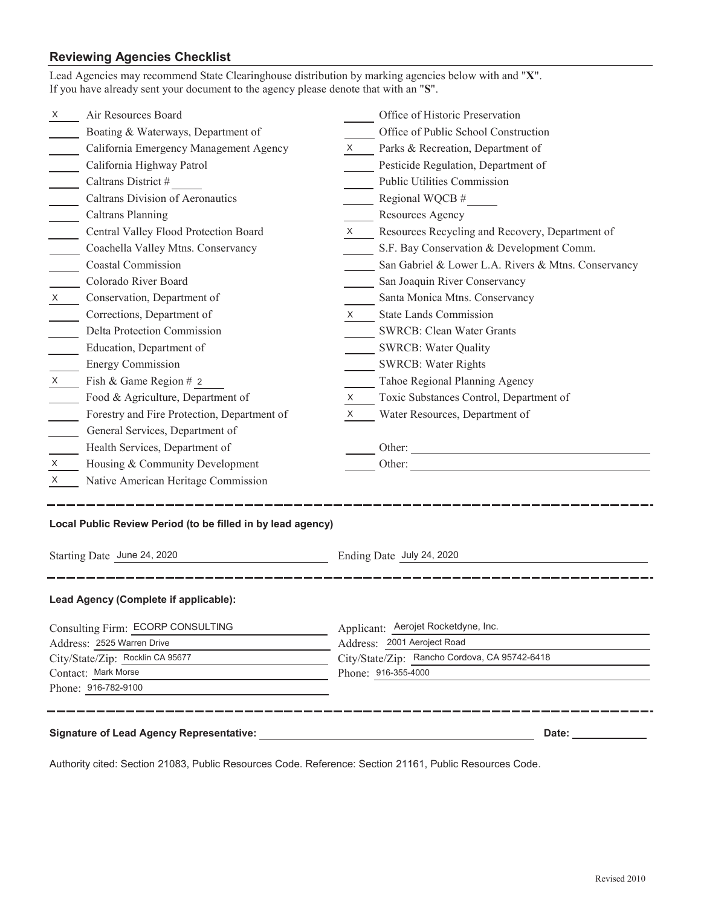## Reviewing Agencies Checklist

Lead Agencies may recommend State Clearinghouse distribution by marking agencies below with and "**X**". If you have already sent your document to the agency please denote that with an "**S**".

| | | | |
|---|---|---|---|
| X | Air Resources Board | | Office of Historic Preservation |
| | Boating & Waterways, Department of | | Office of Public School Construction |
| | California Emergency Management Agency | X | Parks & Recreation, Department of |
| | California Highway Patrol | | Pesticide Regulation, Department of |
| | Caltrans District # | | Public Utilities Commission |
| | Caltrans Division of Aeronautics | | Regional WQCB # |
| | Caltrans Planning | | Resources Agency |
| | Central Valley Flood Protection Board | X | Resources Recycling and Recovery, Department of |
| | Coachella Valley Mtns. Conservancy | | S.F. Bay Conservation & Development Comm. |
| | Coastal Commission | | San Gabriel & Lower L.A. Rivers & Mtns. Conservancy |
| | Colorado River Board | | San Joaquin River Conservancy |
| X | Conservation, Department of | | Santa Monica Mtns. Conservancy |
| | Corrections, Department of | X | State Lands Commission |
| | Delta Protection Commission | | SWRCB: Clean Water Grants |
| | Education, Department of | | SWRCB: Water Quality |
| | Energy Commission | | SWRCB: Water Rights |
| X | Fish & Game Region # 2 | | Tahoe Regional Planning Agency |
| | Food & Agriculture, Department of | X | Toxic Substances Control, Department of |
| | Forestry and Fire Protection, Department of | X | Water Resources, Department of |
| | General Services, Department of | | |
| | Health Services, Department of | | Other: |
| X | Housing & Community Development | | Other: |
| X | Native American Heritage Commission | | |

---

**Local Public Review Period (to be filled in by lead agency)**

Starting Date June 24, 2020 Ending Date July 24, 2020

---

**Lead Agency (Complete if applicable):**

Consulting Firm: ECORP CONSULTING
Address: 2525 Warren Drive
City/State/Zip: Rocklin CA 95677
Contact: Mark Morse
Phone: 916-782-9100

Applicant: Aerojet Rocketdyne, Inc.
Address: 2001 Aerojet Road
City/State/Zip: Rancho Cordova, CA 95742-6418
Phone: 916-355-4000

---

**Signature of Lead Agency Representative:** ______________________ **Date:** __________

Authority cited: Section 21083, Public Resources Code. Reference: Section 21161, Public Resources Code.

Revised 2010